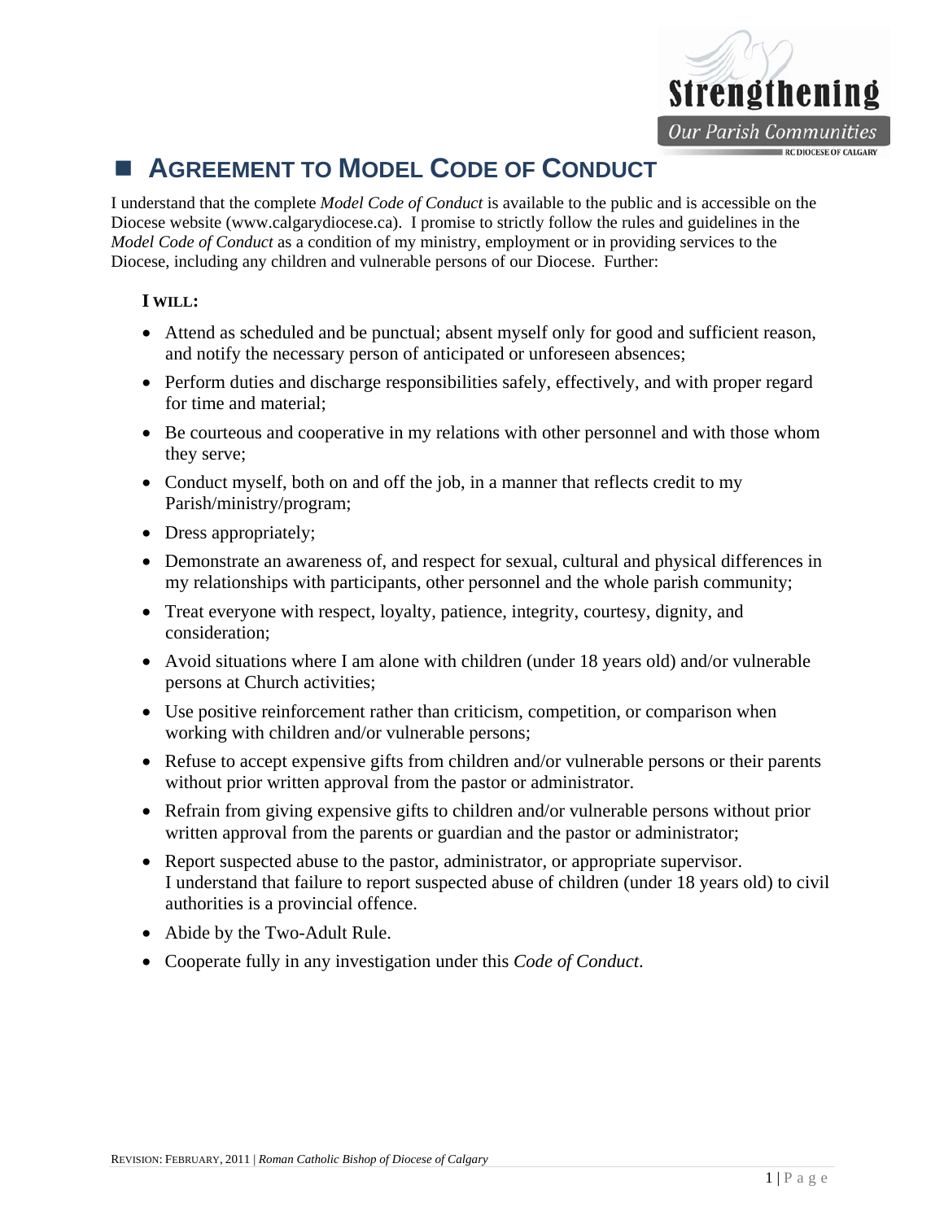# AGREEMENT TO MODEL CODE OF CONDUCT

I understand that the complete *Model Code of Conduct* is available to the public and is accessible on the Diocese website (www.calgarydiocese.ca). I promise to strictly follow the rules and guidelines in the *Model Code of Conduct* as a condition of my ministry, employment or in providing services to the Diocese, including any children and vulnerable persons of our Diocese. Further:

**I WILL:**

- Attend as scheduled and be punctual; absent myself only for good and sufficient reason, and notify the necessary person of anticipated or unforeseen absences;
- Perform duties and discharge responsibilities safely, effectively, and with proper regard for time and material;
- Be courteous and cooperative in my relations with other personnel and with those whom they serve;
- Conduct myself, both on and off the job, in a manner that reflects credit to my Parish/ministry/program;
- Dress appropriately;
- Demonstrate an awareness of, and respect for sexual, cultural and physical differences in my relationships with participants, other personnel and the whole parish community;
- Treat everyone with respect, loyalty, patience, integrity, courtesy, dignity, and consideration;
- Avoid situations where I am alone with children (under 18 years old) and/or vulnerable persons at Church activities;
- Use positive reinforcement rather than criticism, competition, or comparison when working with children and/or vulnerable persons;
- Refuse to accept expensive gifts from children and/or vulnerable persons or their parents without prior written approval from the pastor or administrator.
- Refrain from giving expensive gifts to children and/or vulnerable persons without prior written approval from the parents or guardian and the pastor or administrator;
- Report suspected abuse to the pastor, administrator, or appropriate supervisor.
  I understand that failure to report suspected abuse of children (under 18 years old) to civil authorities is a provincial offence.
- Abide by the Two-Adult Rule.
- Cooperate fully in any investigation under this *Code of Conduct*.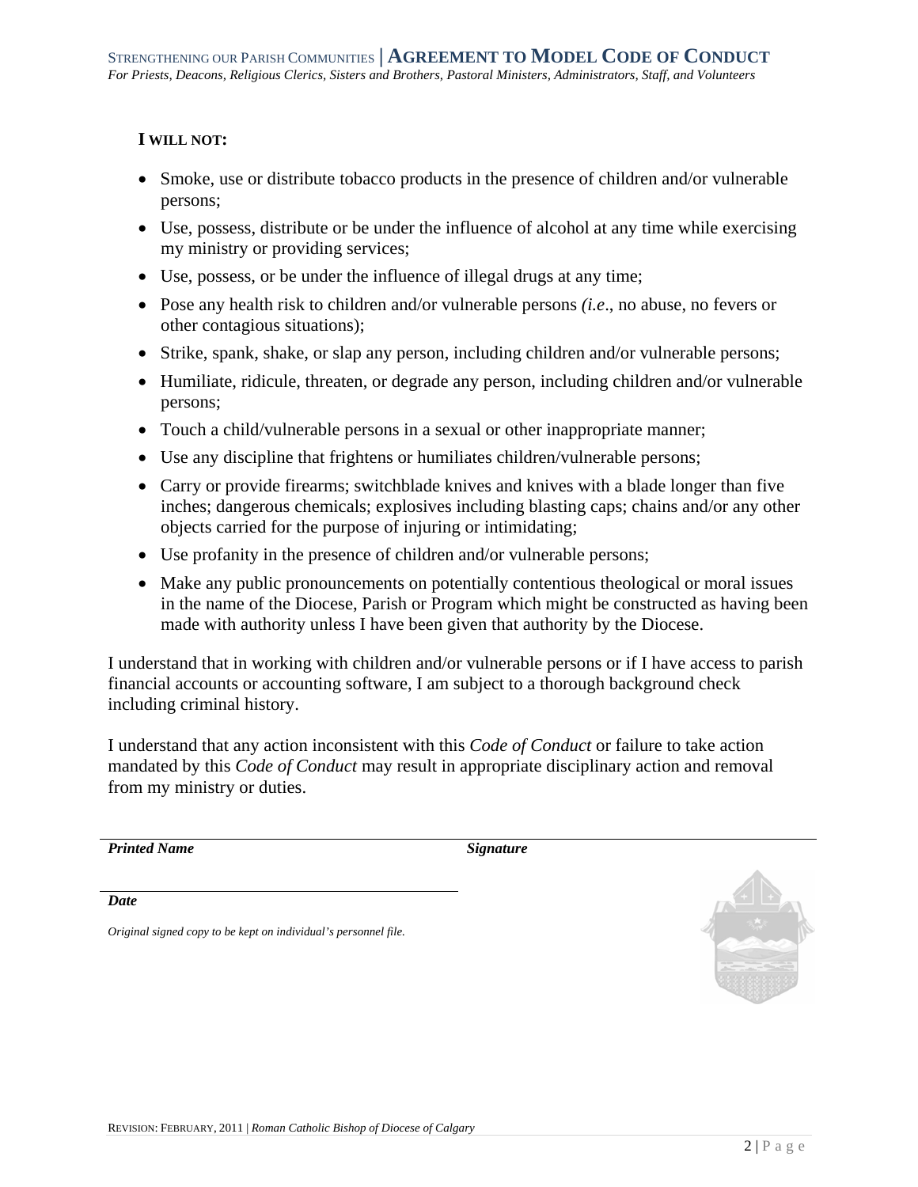**I WILL NOT:**

- Smoke, use or distribute tobacco products in the presence of children and/or vulnerable persons;
- Use, possess, distribute or be under the influence of alcohol at any time while exercising my ministry or providing services;
- Use, possess, or be under the influence of illegal drugs at any time;
- Pose any health risk to children and/or vulnerable persons *(i.e*., no abuse, no fevers or other contagious situations);
- Strike, spank, shake, or slap any person, including children and/or vulnerable persons;
- Humiliate, ridicule, threaten, or degrade any person, including children and/or vulnerable persons;
- Touch a child/vulnerable persons in a sexual or other inappropriate manner;
- Use any discipline that frightens or humiliates children/vulnerable persons;
- Carry or provide firearms; switchblade knives and knives with a blade longer than five inches; dangerous chemicals; explosives including blasting caps; chains and/or any other objects carried for the purpose of injuring or intimidating;
- Use profanity in the presence of children and/or vulnerable persons;
- Make any public pronouncements on potentially contentious theological or moral issues in the name of the Diocese, Parish or Program which might be constructed as having been made with authority unless I have been given that authority by the Diocese.

I understand that in working with children and/or vulnerable persons or if I have access to parish financial accounts or accounting software, I am subject to a thorough background check including criminal history.

I understand that any action inconsistent with this *Code of Conduct* or failure to take action mandated by this *Code of Conduct* may result in appropriate disciplinary action and removal from my ministry or duties.

***Printed Name*** ***Signature***

***Date***

*Original signed copy to be kept on individual's personnel file.*